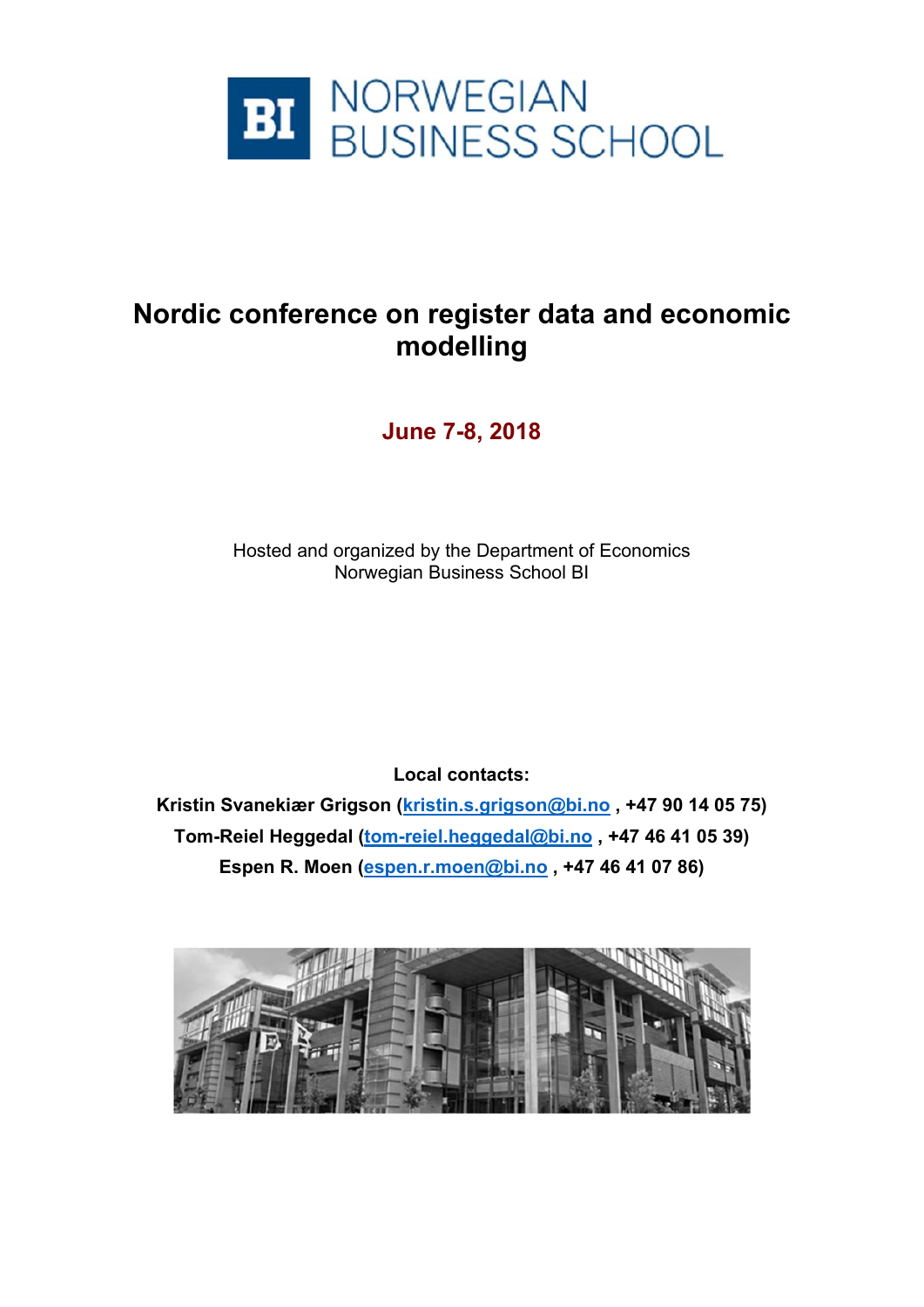BI NORWEGIAN BUSINESS SCHOOL

# Nordic conference on register data and economic modelling

## June 7-8, 2018

Hosted and organized by the Department of Economics
Norwegian Business School BI

**Local contacts:**

**Kristin Svanekiær Grigson (kristin.s.grigson@bi.no , +47 90 14 05 75)**

**Tom-Reiel Heggedal (tom-reiel.heggedal@bi.no , +47 46 41 05 39)**

**Espen R. Moen (espen.r.moen@bi.no , +47 46 41 07 86)**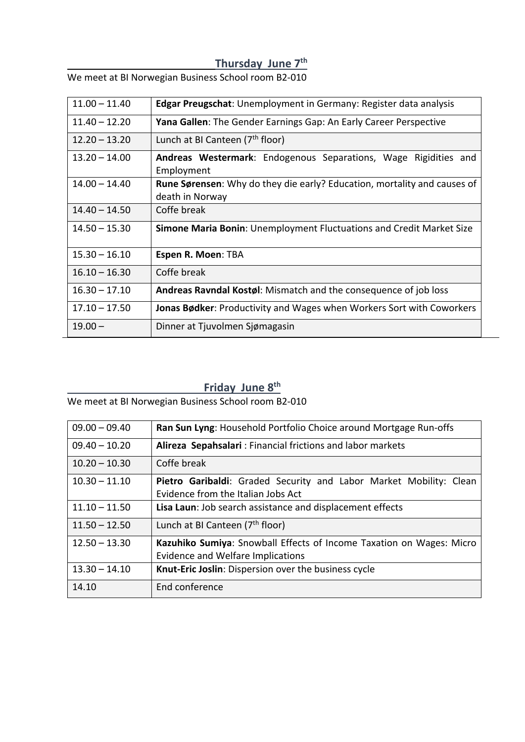## Thursday June 7th

We meet at BI Norwegian Business School room B2-010

| | |
|---|---|
| 11.00 – 11.40 | **Edgar Preugschat**: Unemployment in Germany: Register data analysis |
| 11.40 – 12.20 | **Yana Gallen**: The Gender Earnings Gap: An Early Career Perspective |
| 12.20 – 13.20 | Lunch at BI Canteen (7th floor) |
| 13.20 – 14.00 | **Andreas Westermark**: Endogenous Separations, Wage Rigidities and Employment |
| 14.00 – 14.40 | **Rune Sørensen**: Why do they die early? Education, mortality and causes of death in Norway |
| 14.40 – 14.50 | Coffe break |
| 14.50 – 15.30 | **Simone Maria Bonin**: Unemployment Fluctuations and Credit Market Size |
| 15.30 – 16.10 | **Espen R. Moen**: TBA |
| 16.10 – 16.30 | Coffe break |
| 16.30 – 17.10 | **Andreas Ravndal Kostøl**: Mismatch and the consequence of job loss |
| 17.10 – 17.50 | **Jonas Bødker**: Productivity and Wages when Workers Sort with Coworkers |
| 19.00 – | Dinner at Tjuvolmen Sjømagasin |

## Friday June 8th

We meet at BI Norwegian Business School room B2-010

| | |
|---|---|
| 09.00 – 09.40 | **Ran Sun Lyng**: Household Portfolio Choice around Mortgage Run-offs |
| 09.40 – 10.20 | **Alireza Sepahsalari** : Financial frictions and labor markets |
| 10.20 – 10.30 | Coffe break |
| 10.30 – 11.10 | **Pietro Garibaldi**: Graded Security and Labor Market Mobility: Clean Evidence from the Italian Jobs Act |
| 11.10 – 11.50 | **Lisa Laun**: Job search assistance and displacement effects |
| 11.50 – 12.50 | Lunch at BI Canteen (7th floor) |
| 12.50 – 13.30 | **Kazuhiko Sumiya**: Snowball Effects of Income Taxation on Wages: Micro Evidence and Welfare Implications |
| 13.30 – 14.10 | **Knut-Eric Joslin**: Dispersion over the business cycle |
| 14.10 | End conference |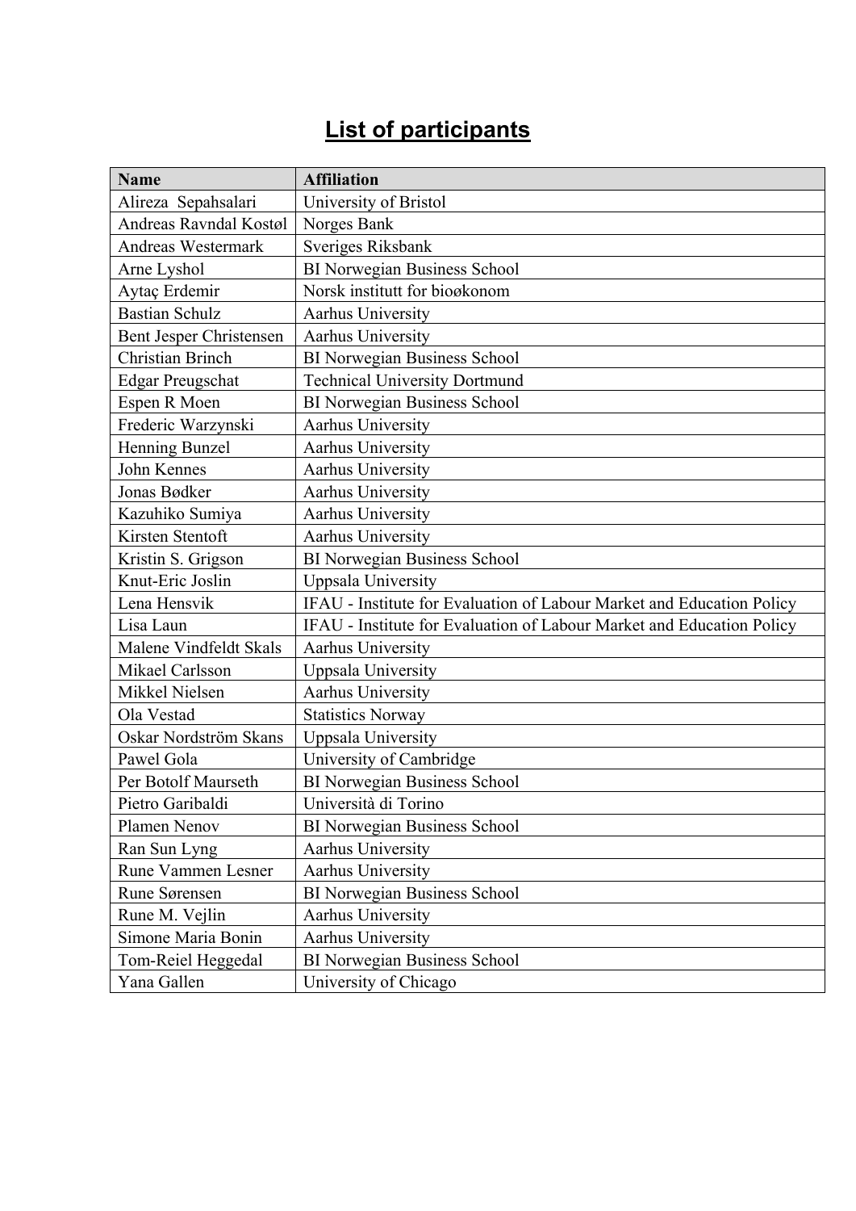# List of participants

| Name | Affiliation |
|---|---|
| Alireza  Sepahsalari | University of Bristol |
| Andreas Ravndal Kostøl | Norges Bank |
| Andreas Westermark | Sveriges Riksbank |
| Arne Lyshol | BI Norwegian Business School |
| Aytaç Erdemir | Norsk institutt for bioøkonom |
| Bastian Schulz | Aarhus University |
| Bent Jesper Christensen | Aarhus University |
| Christian Brinch | BI Norwegian Business School |
| Edgar Preugschat | Technical University Dortmund |
| Espen R Moen | BI Norwegian Business School |
| Frederic Warzynski | Aarhus University |
| Henning Bunzel | Aarhus University |
| John Kennes | Aarhus University |
| Jonas Bødker | Aarhus University |
| Kazuhiko Sumiya | Aarhus University |
| Kirsten Stentoft | Aarhus University |
| Kristin S. Grigson | BI Norwegian Business School |
| Knut-Eric Joslin | Uppsala University |
| Lena Hensvik | IFAU - Institute for Evaluation of Labour Market and Education Policy |
| Lisa Laun | IFAU - Institute for Evaluation of Labour Market and Education Policy |
| Malene Vindfeldt Skals | Aarhus University |
| Mikael Carlsson | Uppsala University |
| Mikkel Nielsen | Aarhus University |
| Ola Vestad | Statistics Norway |
| Oskar Nordström Skans | Uppsala University |
| Pawel Gola | University of Cambridge |
| Per Botolf Maurseth | BI Norwegian Business School |
| Pietro Garibaldi | Università di Torino |
| Plamen Nenov | BI Norwegian Business School |
| Ran Sun Lyng | Aarhus University |
| Rune Vammen Lesner | Aarhus University |
| Rune Sørensen | BI Norwegian Business School |
| Rune M. Vejlin | Aarhus University |
| Simone Maria Bonin | Aarhus University |
| Tom-Reiel Heggedal | BI Norwegian Business School |
| Yana Gallen | University of Chicago |